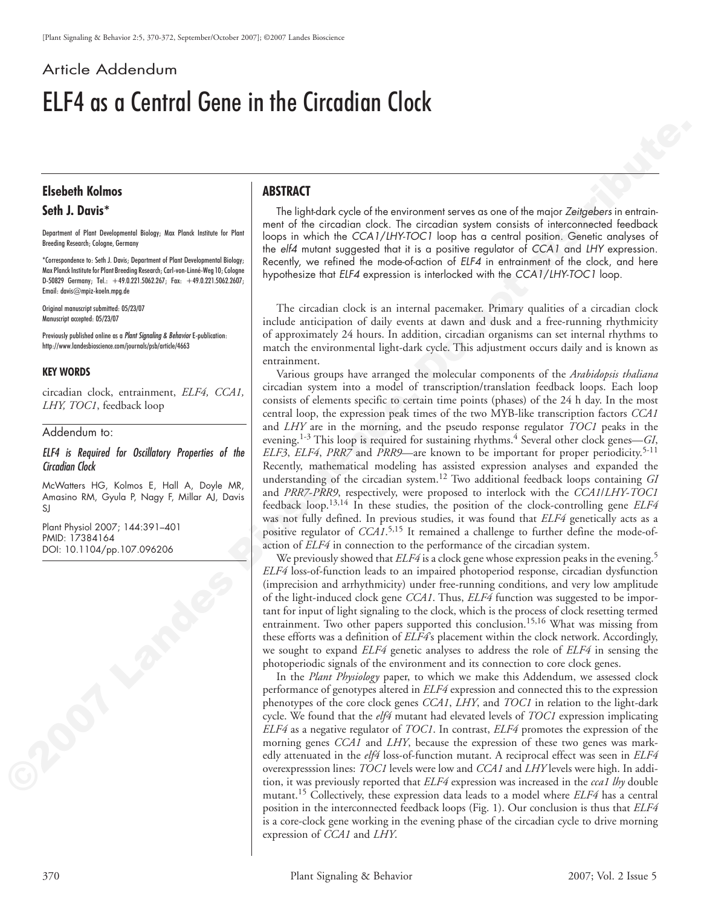Article Addendum

# ELF4 as a Central Gene in the Circadian Clock

**Elsebeth Kolmos**

**Seth J. Davis***

Department of Plant Developmental Biology; Max Planck Institute for Plant Breeding Research; Cologne, Germany

*Correspondence to: Seth J. Davis; Department of Plant Developmental Biology; Max Planck Institute for Plant Breeding Research; Carl-von-Linné-Weg 10; Cologne D-50829 Germany; Tel.: +49.0.221.5062.267; Fax: +49.0.221.5062.2607; Email: davis@mpiz-koeln.mpg.de

Original manuscript submitted: 05/23/07
Manuscript accepted: 05/23/07

Previously published online as a *Plant Signaling & Behavior* E-publication: http://www.landesbioscience.com/journals/psb/article/4663

### KEY WORDS

circadian clock, entrainment, *ELF4, CCA1, LHY, TOC1*, feedback loop

Addendum to:

***ELF4 is Required for Oscillatory Properties of the Circadian Clock***

McWatters HG, Kolmos E, Hall A, Doyle MR, Amasino RM, Gyula P, Nagy F, Millar AJ, Davis SJ

Plant Physiol 2007; 144:391–401
PMID: 17384164
DOI: 10.1104/pp.107.096206

## ABSTRACT

The light-dark cycle of the environment serves as one of the major *Zeitgebers* in entrainment of the circadian clock. The circadian system consists of interconnected feedback loops in which the *CCA1/LHY-TOC1* loop has a central position. Genetic analyses of the *elf4* mutant suggested that it is a positive regulator of *CCA1* and *LHY* expression. Recently, we refined the mode-of-action of *ELF4* in entrainment of the clock, and here hypothesize that *ELF4* expression is interlocked with the *CCA1/LHY-TOC1* loop.

The circadian clock is an internal pacemaker. Primary qualities of a circadian clock include anticipation of daily events at dawn and dusk and a free-running rhythmicity of approximately 24 hours. In addition, circadian organisms can set internal rhythms to match the environmental light-dark cycle. This adjustment occurs daily and is known as entrainment.

Various groups have arranged the molecular components of the *Arabidopsis thaliana* circadian system into a model of transcription/translation feedback loops. Each loop consists of elements specific to certain time points (phases) of the 24 h day. In the most central loop, the expression peak times of the two MYB-like transcription factors *CCA1* and *LHY* are in the morning, and the pseudo response regulator *TOC1* peaks in the evening.[1-3] This loop is required for sustaining rhythms.[4] Several other clock genes—*GI*, *ELF3*, *ELF4*, *PRR7* and *PRR9*—are known to be important for proper periodicity.[5-11] Recently, mathematical modeling has assisted expression analyses and expanded the understanding of the circadian system.[12] Two additional feedback loops containing *GI* and *PRR7-PRR9*, respectively, were proposed to interlock with the *CCA1/LHY-TOC1* feedback loop.[13,14] In these studies, the position of the clock-controlling gene *ELF4* was not fully defined. In previous studies, it was found that *ELF4* genetically acts as a positive regulator of *CCA1*.[5,15] It remained a challenge to further define the mode-of-action of *ELF4* in connection to the performance of the circadian system.

We previously showed that *ELF4* is a clock gene whose expression peaks in the evening.[5] *ELF4* loss-of-function leads to an impaired photoperiod response, circadian dysfunction (imprecision and arrhythmicity) under free-running conditions, and very low amplitude of the light-induced clock gene *CCA1*. Thus, *ELF4* function was suggested to be important for input of light signaling to the clock, which is the process of clock resetting termed entrainment. Two other papers supported this conclusion.[15,16] What was missing from these efforts was a definition of *ELF4*'s placement within the clock network. Accordingly, we sought to expand *ELF4* genetic analyses to address the role of *ELF4* in sensing the photoperiodic signals of the environment and its connection to core clock genes.

In the *Plant Physiology* paper, to which we make this Addendum, we assessed clock performance of genotypes altered in *ELF4* expression and connected this to the expression phenotypes of the core clock genes *CCA1*, *LHY*, and *TOC1* in relation to the light-dark cycle. We found that the *elf4* mutant had elevated levels of *TOC1* expression implicating *ELF4* as a negative regulator of *TOC1*. In contrast, *ELF4* promotes the expression of the morning genes *CCA1* and *LHY*, because the expression of these two genes was markedly attenuated in the *elf4* loss-of-function mutant. A reciprocal effect was seen in *ELF4* overexpresssion lines: *TOC1* levels were low and *CCA1* and *LHY* levels were high. In addition, it was previously reported that *ELF4* expression was increased in the *cca1 lhy* double mutant.[15] Collectively, these expression data leads to a model where *ELF4* has a central position in the interconnected feedback loops (Fig. 1). Our conclusion is thus that *ELF4* is a core-clock gene working in the evening phase of the circadian cycle to drive morning expression of *CCA1* and *LHY*.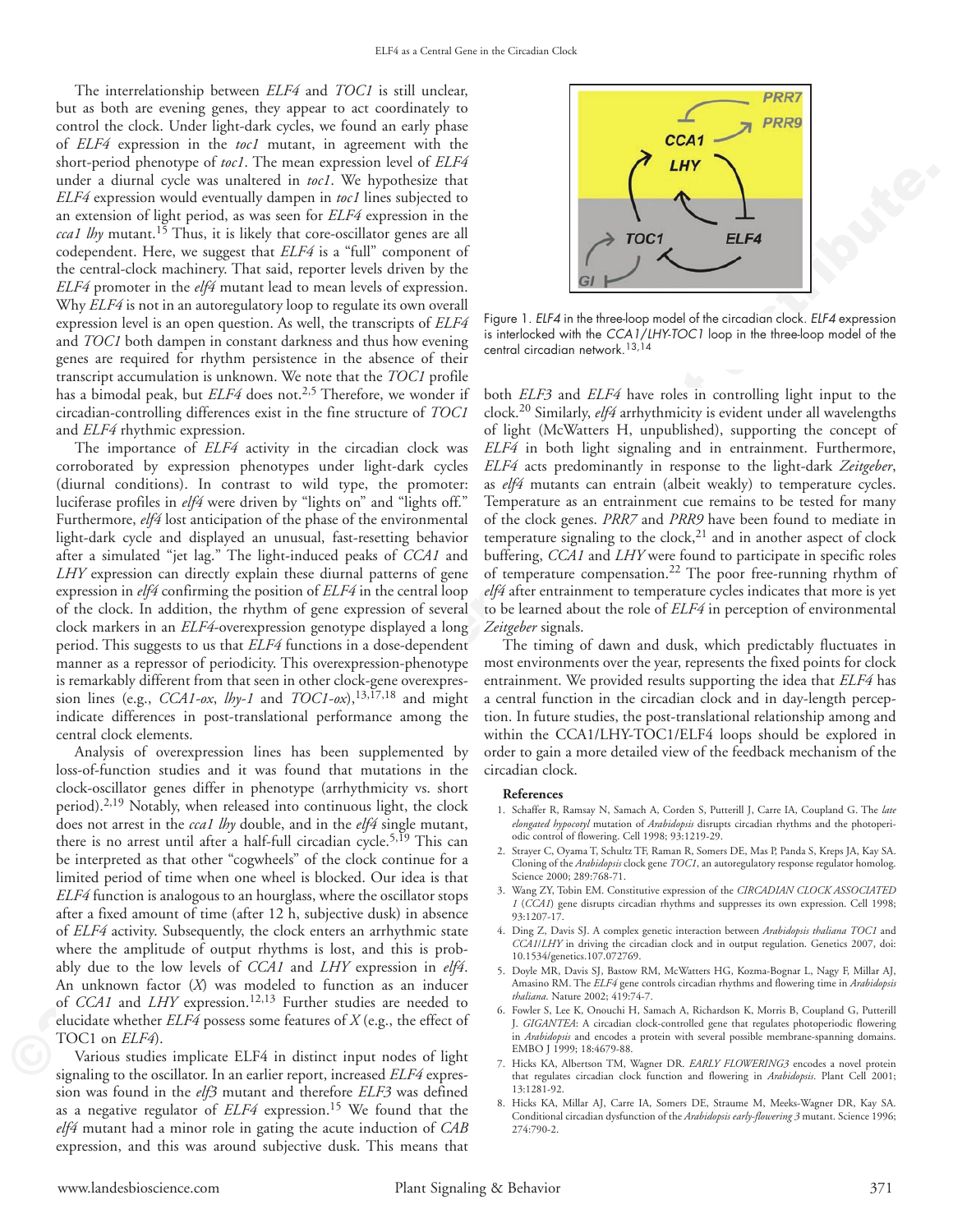The interrelationship between *ELF4* and *TOC1* is still unclear, but as both are evening genes, they appear to act coordinately to control the clock. Under light-dark cycles, we found an early phase of *ELF4* expression in the *toc1* mutant, in agreement with the short-period phenotype of *toc1*. The mean expression level of *ELF4* under a diurnal cycle was unaltered in *toc1*. We hypothesize that *ELF4* expression would eventually dampen in *toc1* lines subjected to an extension of light period, as was seen for *ELF4* expression in the *cca1 lhy* mutant.[15] Thus, it is likely that core-oscillator genes are all codependent. Here, we suggest that *ELF4* is a "full" component of the central-clock machinery. That said, reporter levels driven by the *ELF4* promoter in the *elf4* mutant lead to mean levels of expression. Why *ELF4* is not in an autoregulatory loop to regulate its own overall expression level is an open question. As well, the transcripts of *ELF4* and *TOC1* both dampen in constant darkness and thus how evening genes are required for rhythm persistence in the absence of their transcript accumulation is unknown. We note that the *TOC1* profile has a bimodal peak, but *ELF4* does not.[2,5] Therefore, we wonder if circadian-controlling differences exist in the fine structure of *TOC1* and *ELF4* rhythmic expression.

The importance of *ELF4* activity in the circadian clock was corroborated by expression phenotypes under light-dark cycles (diurnal conditions). In contrast to wild type, the promoter: luciferase profiles in *elf4* were driven by "lights on" and "lights off." Furthermore, *elf4* lost anticipation of the phase of the environmental light-dark cycle and displayed an unusual, fast-resetting behavior after a simulated "jet lag." The light-induced peaks of *CCA1* and *LHY* expression can directly explain these diurnal patterns of gene expression in *elf4* confirming the position of *ELF4* in the central loop of the clock. In addition, the rhythm of gene expression of several clock markers in an *ELF4*-overexpression genotype displayed a long period. This suggests to us that *ELF4* functions in a dose-dependent manner as a repressor of periodicity. This overexpression-phenotype is remarkably different from that seen in other clock-gene overexpression lines (e.g., *CCA1-ox*, *lhy-1* and *TOC1-ox*),[13,17,18] and might indicate differences in post-translational performance among the central clock elements.

Analysis of overexpression lines has been supplemented by loss-of-function studies and it was found that mutations in the clock-oscillator genes differ in phenotype (arrhythmicity vs. short period).[2,19] Notably, when released into continuous light, the clock does not arrest in the *cca1 lhy* double, and in the *elf4* single mutant, there is no arrest until after a half-full circadian cycle.[5,19] This can be interpreted as that other "cogwheels" of the clock continue for a limited period of time when one wheel is blocked. Our idea is that *ELF4* function is analogous to an hourglass, where the oscillator stops after a fixed amount of time (after 12 h, subjective dusk) in absence of *ELF4* activity. Subsequently, the clock enters an arrhythmic state where the amplitude of output rhythms is lost, and this is probably due to the low levels of *CCA1* and *LHY* expression in *elf4*. An unknown factor (*X*) was modeled to function as an inducer of *CCA1* and *LHY* expression.[12,13] Further studies are needed to elucidate whether *ELF4* possess some features of *X* (e.g., the effect of TOC1 on *ELF4*).

Various studies implicate ELF4 in distinct input nodes of light signaling to the oscillator. In an earlier report, increased *ELF4* expression was found in the *elf3* mutant and therefore *ELF3* was defined as a negative regulator of *ELF4* expression.[15] We found that the *elf4* mutant had a minor role in gating the acute induction of *CAB* expression, and this was around subjective dusk. This means that both *ELF3* and *ELF4* have roles in controlling light input to the clock.[20] Similarly, *elf4* arrhythmicity is evident under all wavelengths of light (McWatters H, unpublished), supporting the concept of *ELF4* in both light signaling and in entrainment. Furthermore, *ELF4* acts predominantly in response to the light-dark *Zeitgeber*, as *elf4* mutants can entrain (albeit weakly) to temperature cycles. Temperature as an entrainment cue remains to be tested for many of the clock genes. *PRR7* and *PRR9* have been found to mediate in temperature signaling to the clock,[21] and in another aspect of clock buffering, *CCA1* and *LHY* were found to participate in specific roles of temperature compensation.[22] The poor free-running rhythm of *elf4* after entrainment to temperature cycles indicates that more is yet to be learned about the role of *ELF4* in perception of environmental *Zeitgeber* signals.

Figure 1. *ELF4* in the three-loop model of the circadian clock. *ELF4* expression is interlocked with the *CCA1/LHY-TOC1* loop in the three-loop model of the central circadian network.[13,14]

The timing of dawn and dusk, which predictably fluctuates in most environments over the year, represents the fixed points for clock entrainment. We provided results supporting the idea that *ELF4* has a central function in the circadian clock and in day-length perception. In future studies, the post-translational relationship among and within the CCA1/LHY-TOC1/ELF4 loops should be explored in order to gain a more detailed view of the feedback mechanism of the circadian clock.

#### References

1. Schaffer R, Ramsay N, Samach A, Corden S, Putterill J, Carre IA, Coupland G. The *late elongated hypocotyl* mutation of *Arabidopsis* disrupts circadian rhythms and the photoperiodic control of flowering. Cell 1998; 93:1219-29.
2. Strayer C, Oyama T, Schultz TF, Raman R, Somers DE, Mas P, Panda S, Kreps JA, Kay SA. Cloning of the *Arabidopsis* clock gene *TOC1*, an autoregulatory response regulator homolog. Science 2000; 289:768-71.
3. Wang ZY, Tobin EM. Constitutive expression of the *CIRCADIAN CLOCK ASSOCIATED 1* (*CCA1*) gene disrupts circadian rhythms and suppresses its own expression. Cell 1998; 93:1207-17.
4. Ding Z, Davis SJ. A complex genetic interaction between *Arabidopsis thaliana TOC1* and *CCA1/LHY* in driving the circadian clock and in output regulation. Genetics 2007, doi: 10.1534/genetics.107.072769.
5. Doyle MR, Davis SJ, Bastow RM, McWatters HG, Kozma-Bognar L, Nagy F, Millar AJ, Amasino RM. The *ELF4* gene controls circadian rhythms and flowering time in *Arabidopsis thaliana*. Nature 2002; 419:74-7.
6. Fowler S, Lee K, Onouchi H, Samach A, Richardson K, Morris B, Coupland G, Putterill J. *GIGANTEA*: A circadian clock-controlled gene that regulates photoperiodic flowering in *Arabidopsis* and encodes a protein with several possible membrane-spanning domains. EMBO J 1999; 18:4679-88.
7. Hicks KA, Albertson TM, Wagner DR. *EARLY FLOWERING3* encodes a novel protein that regulates circadian clock function and flowering in *Arabidopsis*. Plant Cell 2001; 13:1281-92.
8. Hicks KA, Millar AJ, Carre IA, Somers DE, Straume M, Meeks-Wagner DR, Kay SA. Conditional circadian dysfunction of the *Arabidopsis early-flowering 3* mutant. Science 1996; 274:790-2.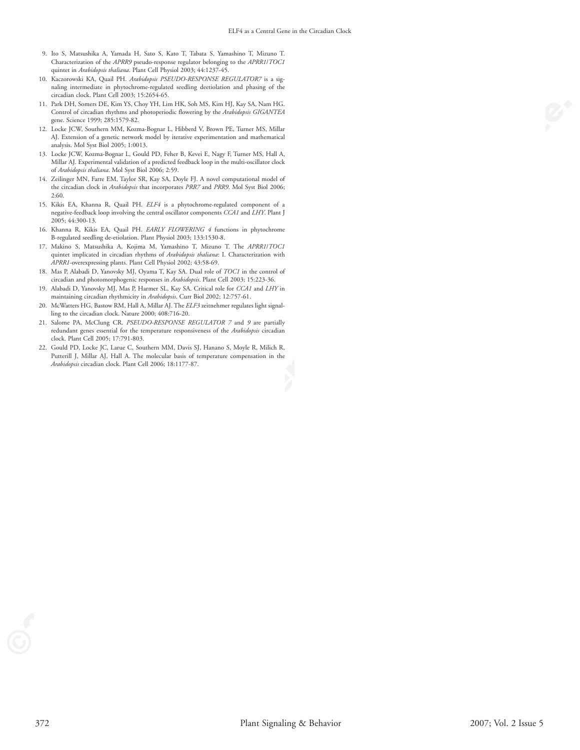9. Ito S, Matsushika A, Yamada H, Sato S, Kato T, Tabata S, Yamashino T, Mizuno T. Characterization of the *APRR9* pseudo-response regulator belonging to the *APRR1/TOC1* quintet in *Arabidopsis thaliana*. Plant Cell Physiol 2003; 44:1237-45.
10. Kaczorowski KA, Quail PH. *Arabidopsis PSEUDO-RESPONSE REGULATOR7* is a signaling intermediate in phytochrome-regulated seedling deetiolation and phasing of the circadian clock. Plant Cell 2003; 15:2654-65.
11. Park DH, Somers DE, Kim YS, Choy YH, Lim HK, Soh MS, Kim HJ, Kay SA, Nam HG. Control of circadian rhythms and photoperiodic flowering by the *Arabidopsis GIGANTEA* gene. Science 1999; 285:1579-82.
12. Locke JCW, Southern MM, Kozma-Bognar L, Hibberd V, Brown PE, Turner MS, Millar AJ. Extension of a genetic network model by iterative experimentation and mathematical analysis. Mol Syst Biol 2005; 1:0013.
13. Locke JCW, Kozma-Bognar L, Gould PD, Feher B, Kevei E, Nagy F, Turner MS, Hall A, Millar AJ. Experimental validation of a predicted feedback loop in the multi-oscillator clock of *Arabidopsis thaliana*. Mol Syst Biol 2006; 2:59.
14. Zeilinger MN, Farre EM, Taylor SR, Kay SA, Doyle FJ. A novel computational model of the circadian clock in *Arabidopsis* that incorporates *PRR7* and *PRR9*. Mol Syst Biol 2006; 2:60.
15. Kikis EA, Khanna R, Quail PH. *ELF4* is a phytochrome-regulated component of a negative-feedback loop involving the central oscillator components *CCA1* and *LHY*. Plant J 2005; 44:300-13.
16. Khanna R, Kikis EA, Quail PH. *EARLY FLOWERING 4* functions in phytochrome B-regulated seedling de-etiolation. Plant Physiol 2003; 133:1530-8.
17. Makino S, Matsushika A, Kojima M, Yamashino T, Mizuno T. The *APRR1/TOC1* quintet implicated in circadian rhythms of *Arabidopsis thaliana*: I. Characterization with *APRR1*-overexpressing plants. Plant Cell Physiol 2002; 43:58-69.
18. Mas P, Alabadi D, Yanovsky MJ, Oyama T, Kay SA. Dual role of *TOC1* in the control of circadian and photomorphogenic responses in *Arabidopsis*. Plant Cell 2003; 15:223-36.
19. Alabadi D, Yanovsky MJ, Mas P, Harmer SL, Kay SA. Critical role for *CCA1* and *LHY* in maintaining circadian rhythmicity in *Arabidopsis*. Curr Biol 2002; 12:757-61.
20. McWatters HG, Bastow RM, Hall A, Millar AJ. The *ELF3* zeitnehmer regulates light signalling to the circadian clock. Nature 2000; 408:716-20.
21. Salome PA, McClung CR. *PSEUDO-RESPONSE REGULATOR 7* and *9* are partially redundant genes essential for the temperature responsiveness of the *Arabidopsis* circadian clock. Plant Cell 2005; 17:791-803.
22. Gould PD, Locke JC, Larue C, Southern MM, Davis SJ, Hanano S, Moyle R, Milich R, Putterill J, Millar AJ, Hall A. The molecular basis of temperature compensation in the *Arabidopsis* circadian clock. Plant Cell 2006; 18:1177-87.